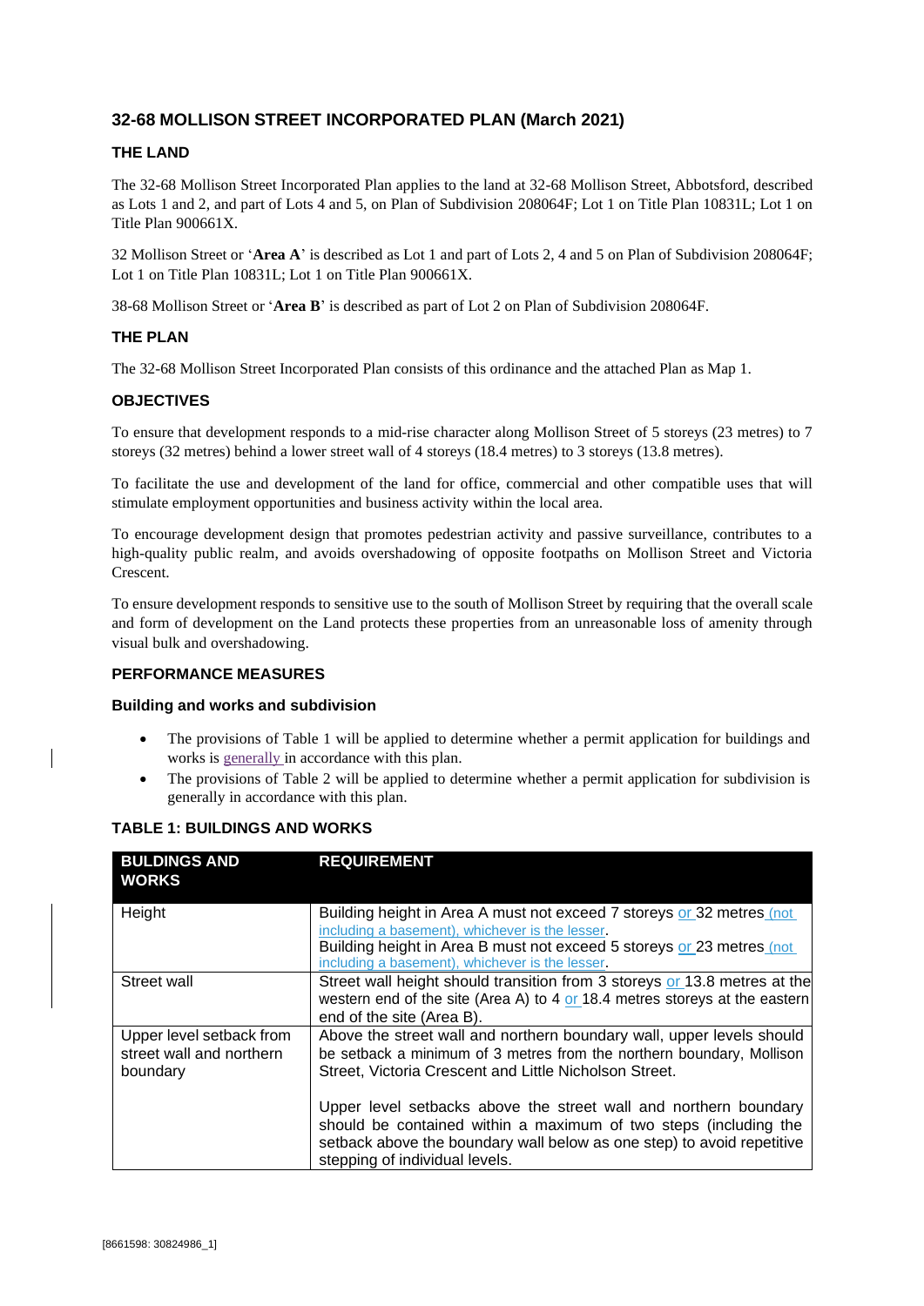## 32-68 MOLLISON STREET INCORPORATED PLAN (March 2021)

### THE LAND

The 32-68 Mollison Street Incorporated Plan applies to the land at 32-68 Mollison Street, Abbotsford, described as Lots 1 and 2, and part of Lots 4 and 5, on Plan of Subdivision 208064F; Lot 1 on Title Plan 10831L; Lot 1 on Title Plan 900661X.

32 Mollison Street or '**Area A**' is described as Lot 1 and part of Lots 2, 4 and 5 on Plan of Subdivision 208064F; Lot 1 on Title Plan 10831L; Lot 1 on Title Plan 900661X.

38-68 Mollison Street or '**Area B**' is described as part of Lot 2 on Plan of Subdivision 208064F.

### THE PLAN

The 32-68 Mollison Street Incorporated Plan consists of this ordinance and the attached Plan as Map 1.

### OBJECTIVES

To ensure that development responds to a mid-rise character along Mollison Street of 5 storeys (23 metres) to 7 storeys (32 metres) behind a lower street wall of 4 storeys (18.4 metres) to 3 storeys (13.8 metres).

To facilitate the use and development of the land for office, commercial and other compatible uses that will stimulate employment opportunities and business activity within the local area.

To encourage development design that promotes pedestrian activity and passive surveillance, contributes to a high-quality public realm, and avoids overshadowing of opposite footpaths on Mollison Street and Victoria Crescent.

To ensure development responds to sensitive use to the south of Mollison Street by requiring that the overall scale and form of development on the Land protects these properties from an unreasonable loss of amenity through visual bulk and overshadowing.

### PERFORMANCE MEASURES

#### Building and works and subdivision

- The provisions of Table 1 will be applied to determine whether a permit application for buildings and works is generally in accordance with this plan.
- The provisions of Table 2 will be applied to determine whether a permit application for subdivision is generally in accordance with this plan.

### TABLE 1: BUILDINGS AND WORKS

| BULDINGS AND WORKS | REQUIREMENT |
|---|---|
| Height | Building height in Area A must not exceed 7 storeys or 32 metres (not including a basement), whichever is the lesser.<br>Building height in Area B must not exceed 5 storeys or 23 metres (not including a basement), whichever is the lesser. |
| Street wall | Street wall height should transition from 3 storeys or 13.8 metres at the western end of the site (Area A) to 4 or 18.4 metres storeys at the eastern end of the site (Area B). |
| Upper level setback from street wall and northern boundary | Above the street wall and northern boundary wall, upper levels should be setback a minimum of 3 metres from the northern boundary, Mollison Street, Victoria Crescent and Little Nicholson Street.<br><br>Upper level setbacks above the street wall and northern boundary should be contained within a maximum of two steps (including the setback above the boundary wall below as one step) to avoid repetitive stepping of individual levels. |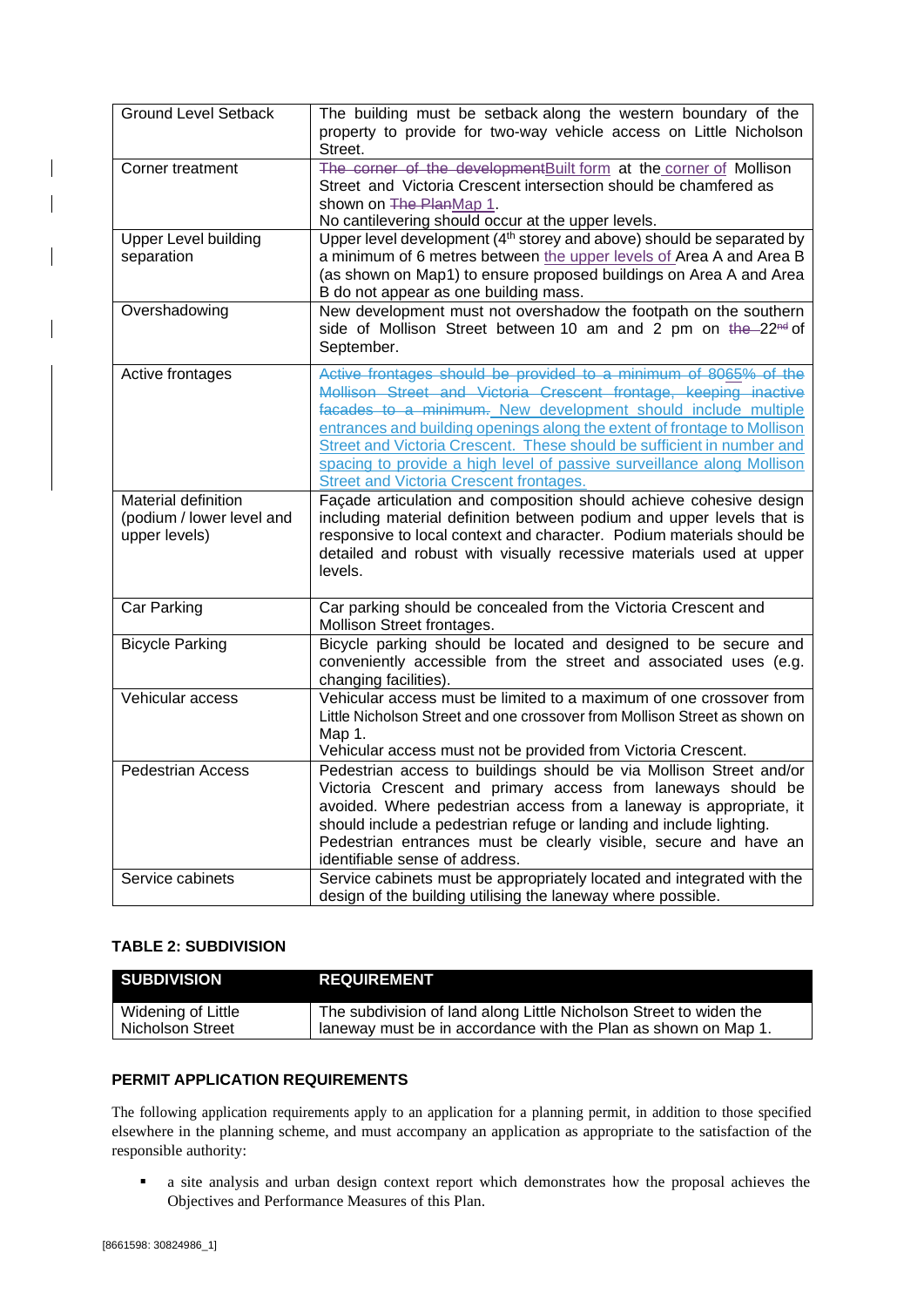| Ground Level Setback | The building must be setback along the western boundary of the property to provide for two-way vehicle access on Little Nicholson Street. |
|---|---|
| Corner treatment | ~~The corner of the development~~Built form at the corner of Mollison Street and Victoria Crescent intersection should be chamfered as shown on ~~The Plan~~Map 1.<br>No cantilevering should occur at the upper levels. |
| Upper Level building separation | Upper level development (4th storey and above) should be separated by a minimum of 6 metres between the upper levels of Area A and Area B (as shown on Map1) to ensure proposed buildings on Area A and Area B do not appear as one building mass. |
| Overshadowing | New development must not overshadow the footpath on the southern side of Mollison Street between 10 am and 2 pm on ~~the~~ 22~~nd~~ of September. |
| Active frontages | ~~Active frontages should be provided to a minimum of 8065% of the Mollison Street and Victoria Crescent frontage, keeping inactive facades to a minimum.~~ New development should include multiple entrances and building openings along the extent of frontage to Mollison Street and Victoria Crescent. These should be sufficient in number and spacing to provide a high level of passive surveillance along Mollison Street and Victoria Crescent frontages. |
| Material definition (podium / lower level and upper levels) | Façade articulation and composition should achieve cohesive design including material definition between podium and upper levels that is responsive to local context and character. Podium materials should be detailed and robust with visually recessive materials used at upper levels. |
| Car Parking | Car parking should be concealed from the Victoria Crescent and Mollison Street frontages. |
| Bicycle Parking | Bicycle parking should be located and designed to be secure and conveniently accessible from the street and associated uses (e.g. changing facilities). |
| Vehicular access | Vehicular access must be limited to a maximum of one crossover from Little Nicholson Street and one crossover from Mollison Street as shown on Map 1.<br>Vehicular access must not be provided from Victoria Crescent. |
| Pedestrian Access | Pedestrian access to buildings should be via Mollison Street and/or Victoria Crescent and primary access from laneways should be avoided. Where pedestrian access from a laneway is appropriate, it should include a pedestrian refuge or landing and include lighting.<br>Pedestrian entrances must be clearly visible, secure and have an identifiable sense of address. |
| Service cabinets | Service cabinets must be appropriately located and integrated with the design of the building utilising the laneway where possible. |

**TABLE 2: SUBDIVISION**

| SUBDIVISION | REQUIREMENT |
|---|---|
| Widening of Little Nicholson Street | The subdivision of land along Little Nicholson Street to widen the laneway must be in accordance with the Plan as shown on Map 1. |

**PERMIT APPLICATION REQUIREMENTS**

The following application requirements apply to an application for a planning permit, in addition to those specified elsewhere in the planning scheme, and must accompany an application as appropriate to the satisfaction of the responsible authority:

- a site analysis and urban design context report which demonstrates how the proposal achieves the Objectives and Performance Measures of this Plan.

[8661598: 30824986_1]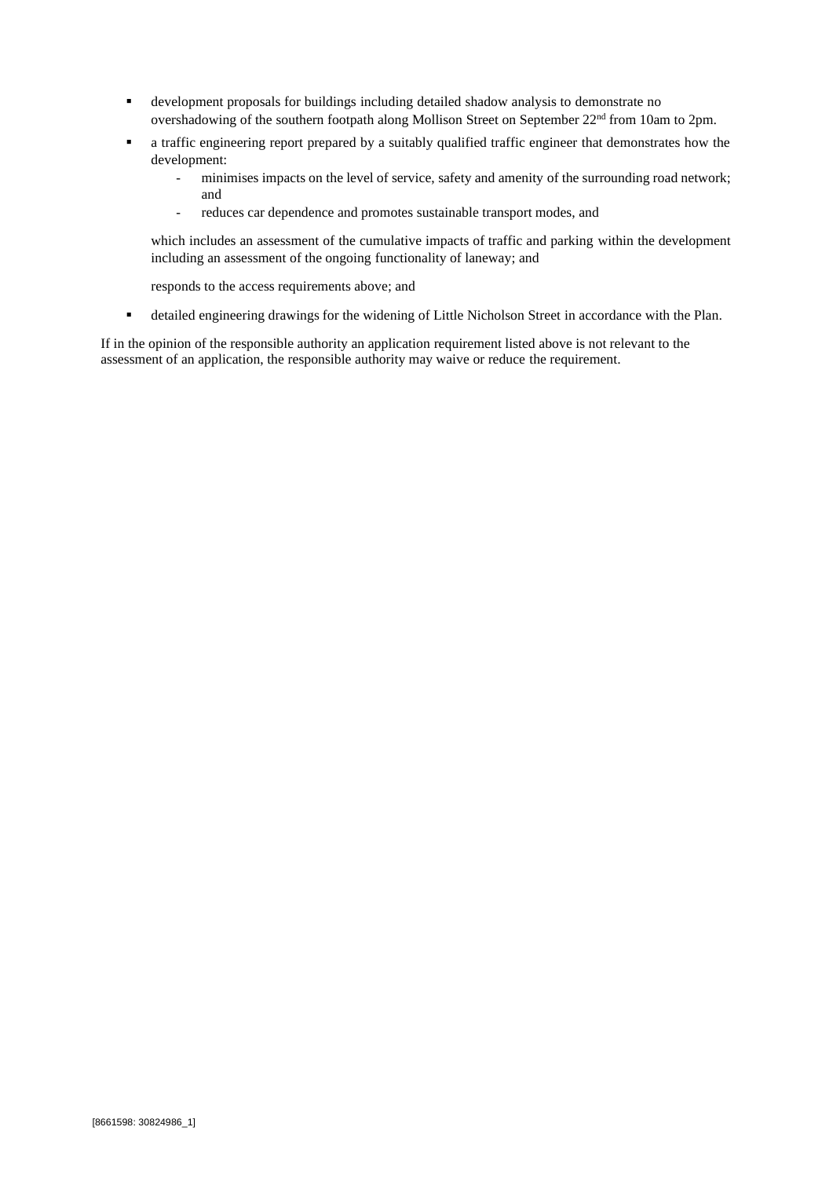- development proposals for buildings including detailed shadow analysis to demonstrate no overshadowing of the southern footpath along Mollison Street on September 22nd from 10am to 2pm.
- a traffic engineering report prepared by a suitably qualified traffic engineer that demonstrates how the development:
  - minimises impacts on the level of service, safety and amenity of the surrounding road network; and
  - reduces car dependence and promotes sustainable transport modes, and

  which includes an assessment of the cumulative impacts of traffic and parking within the development including an assessment of the ongoing functionality of laneway; and

  responds to the access requirements above; and
- detailed engineering drawings for the widening of Little Nicholson Street in accordance with the Plan.

If in the opinion of the responsible authority an application requirement listed above is not relevant to the assessment of an application, the responsible authority may waive or reduce the requirement.

[8661598: 30824986_1]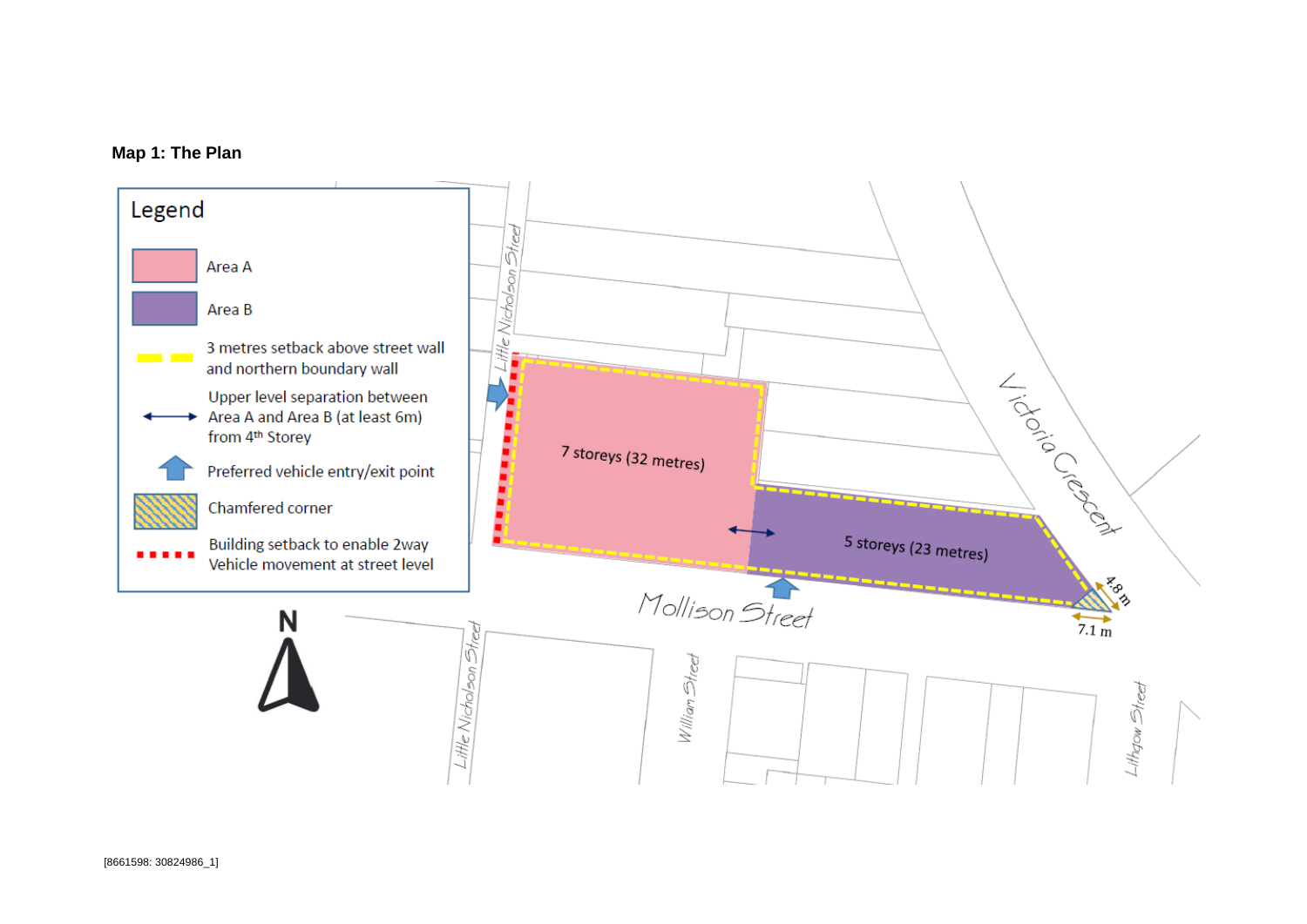**Map 1: The Plan**

Legend

Area A

Area B

3 metres setback above street wall and northern boundary wall

Upper level separation between Area A and Area B (at least 6m) from 4th Storey

Preferred vehicle entry/exit point

Chamfered corner

Building setback to enable 2way Vehicle movement at street level

7 storeys (32 metres)

5 storeys (23 metres)

4.8 m

7.1 m

Little Nicholson Street

Victoria Crescent

Mollison Street

Little Nicholson Street

William Street

Lithgow Street

N

[8661598: 30824986_1]